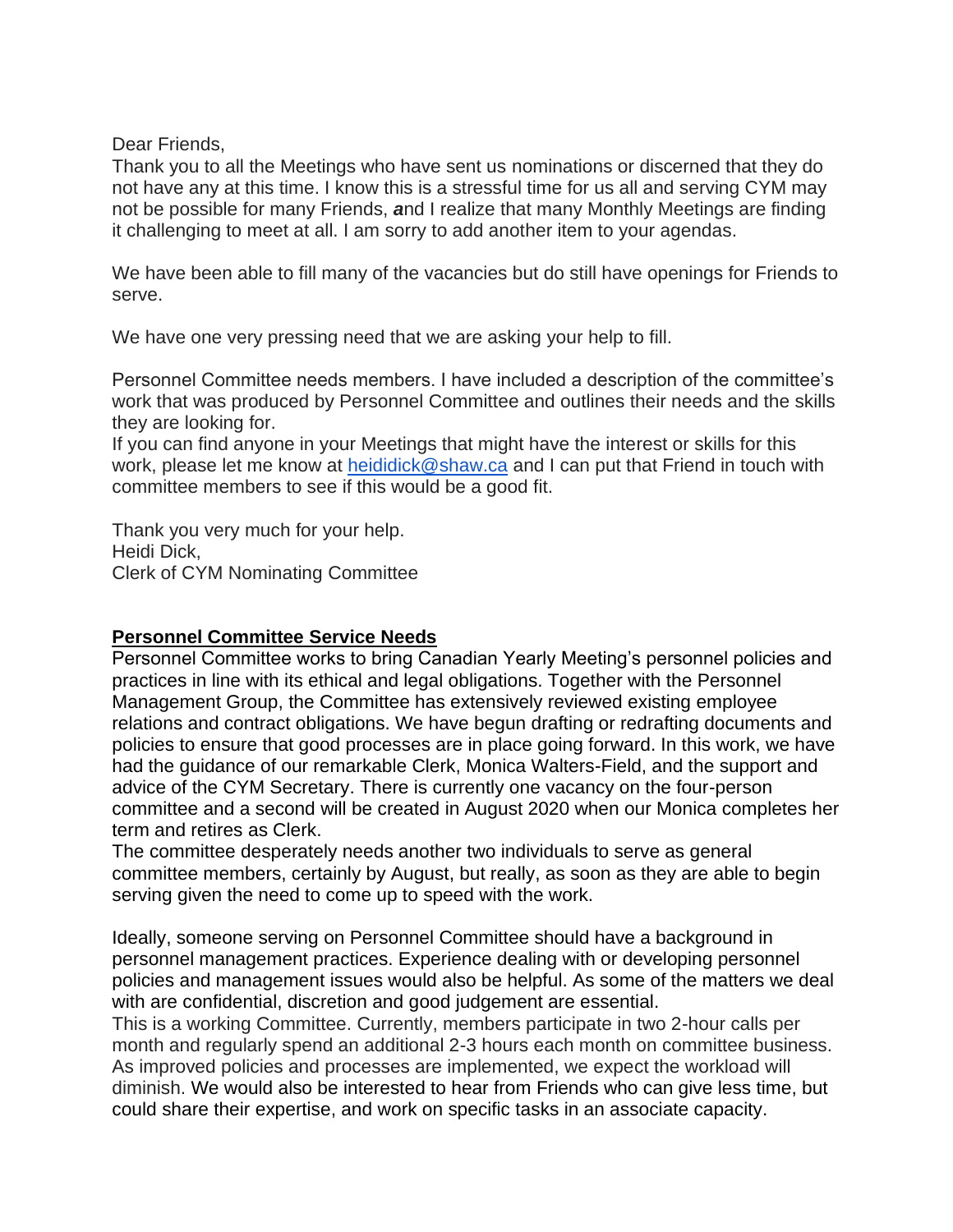Dear Friends,
Thank you to all the Meetings who have sent us nominations or discerned that they do not have any at this time. I know this is a stressful time for us all and serving CYM may not be possible for many Friends, ***a***nd I realize that many Monthly Meetings are finding it challenging to meet at all. I am sorry to add another item to your agendas.

We have been able to fill many of the vacancies but do still have openings for Friends to serve.

We have one very pressing need that we are asking your help to fill.

Personnel Committee needs members. I have included a description of the committee's work that was produced by Personnel Committee and outlines their needs and the skills they are looking for.
If you can find anyone in your Meetings that might have the interest or skills for this work, please let me know at [heididick@shaw.ca](mailto:heididick@shaw.ca) and I can put that Friend in touch with committee members to see if this would be a good fit.

Thank you very much for your help.
Heidi Dick,
Clerk of CYM Nominating Committee

## Personnel Committee Service Needs

Personnel Committee works to bring Canadian Yearly Meeting's personnel policies and practices in line with its ethical and legal obligations. Together with the Personnel Management Group, the Committee has extensively reviewed existing employee relations and contract obligations. We have begun drafting or redrafting documents and policies to ensure that good processes are in place going forward. In this work, we have had the guidance of our remarkable Clerk, Monica Walters-Field, and the support and advice of the CYM Secretary. There is currently one vacancy on the four-person committee and a second will be created in August 2020 when our Monica completes her term and retires as Clerk.
The committee desperately needs another two individuals to serve as general committee members, certainly by August, but really, as soon as they are able to begin serving given the need to come up to speed with the work.

Ideally, someone serving on Personnel Committee should have a background in personnel management practices. Experience dealing with or developing personnel policies and management issues would also be helpful. As some of the matters we deal with are confidential, discretion and good judgement are essential.
This is a working Committee. Currently, members participate in two 2-hour calls per month and regularly spend an additional 2-3 hours each month on committee business. As improved policies and processes are implemented, we expect the workload will diminish. We would also be interested to hear from Friends who can give less time, but could share their expertise, and work on specific tasks in an associate capacity.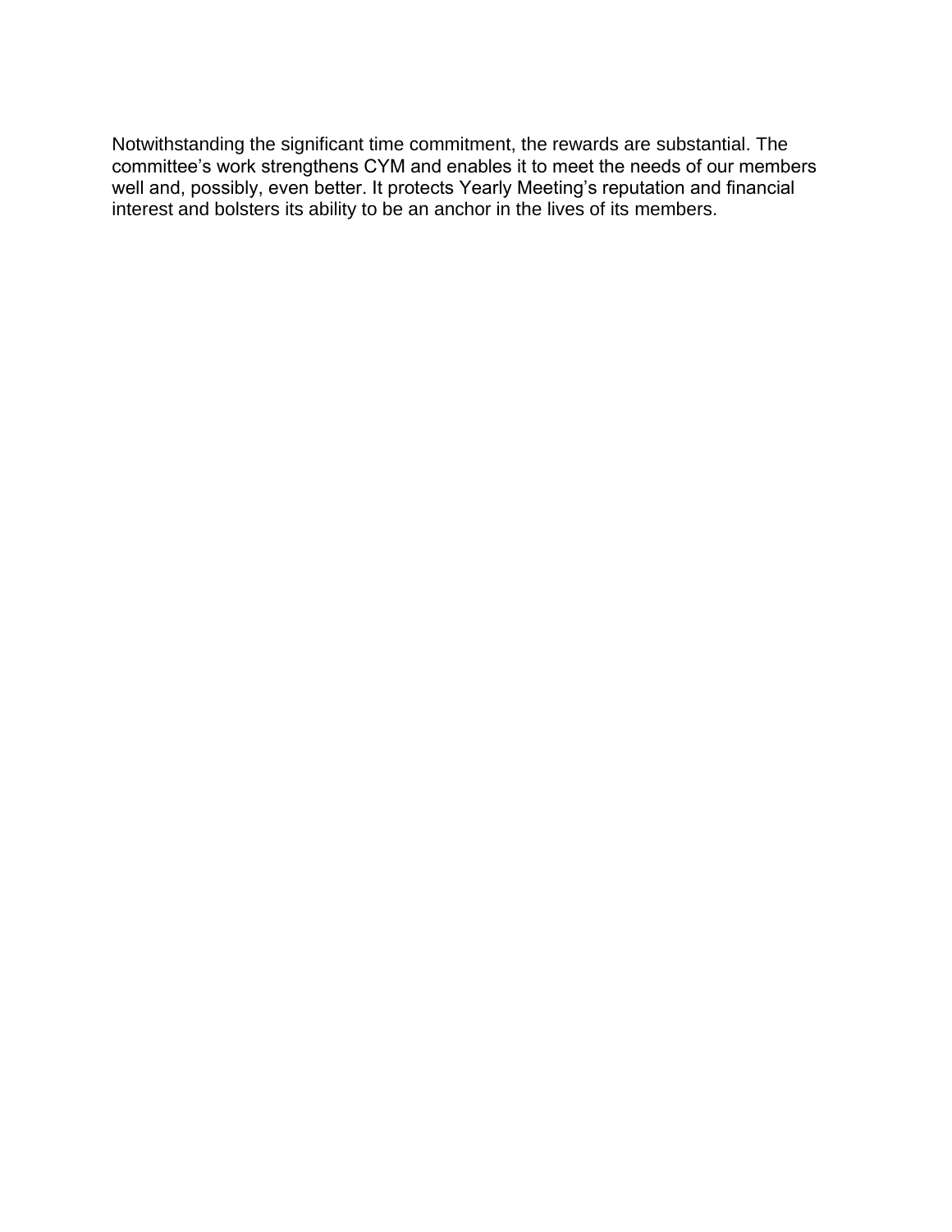Notwithstanding the significant time commitment, the rewards are substantial. The committee's work strengthens CYM and enables it to meet the needs of our members well and, possibly, even better. It protects Yearly Meeting's reputation and financial interest and bolsters its ability to be an anchor in the lives of its members.